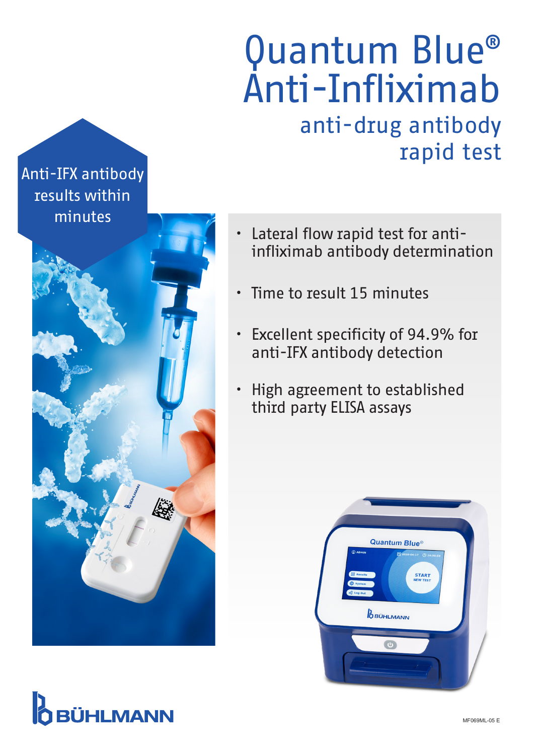# Quantum Blue® Anti-Infliximab

## anti-drug antibody rapid test

Anti-IFX antibody results within minutes

- Lateral flow rapid test for anti-infliximab antibody determination
- Time to result 15 minutes
- Excellent specificity of 94.9% for anti-IFX antibody detection
- High agreement to established third party ELISA assays

BÜHLMANN

MF069ML-05 E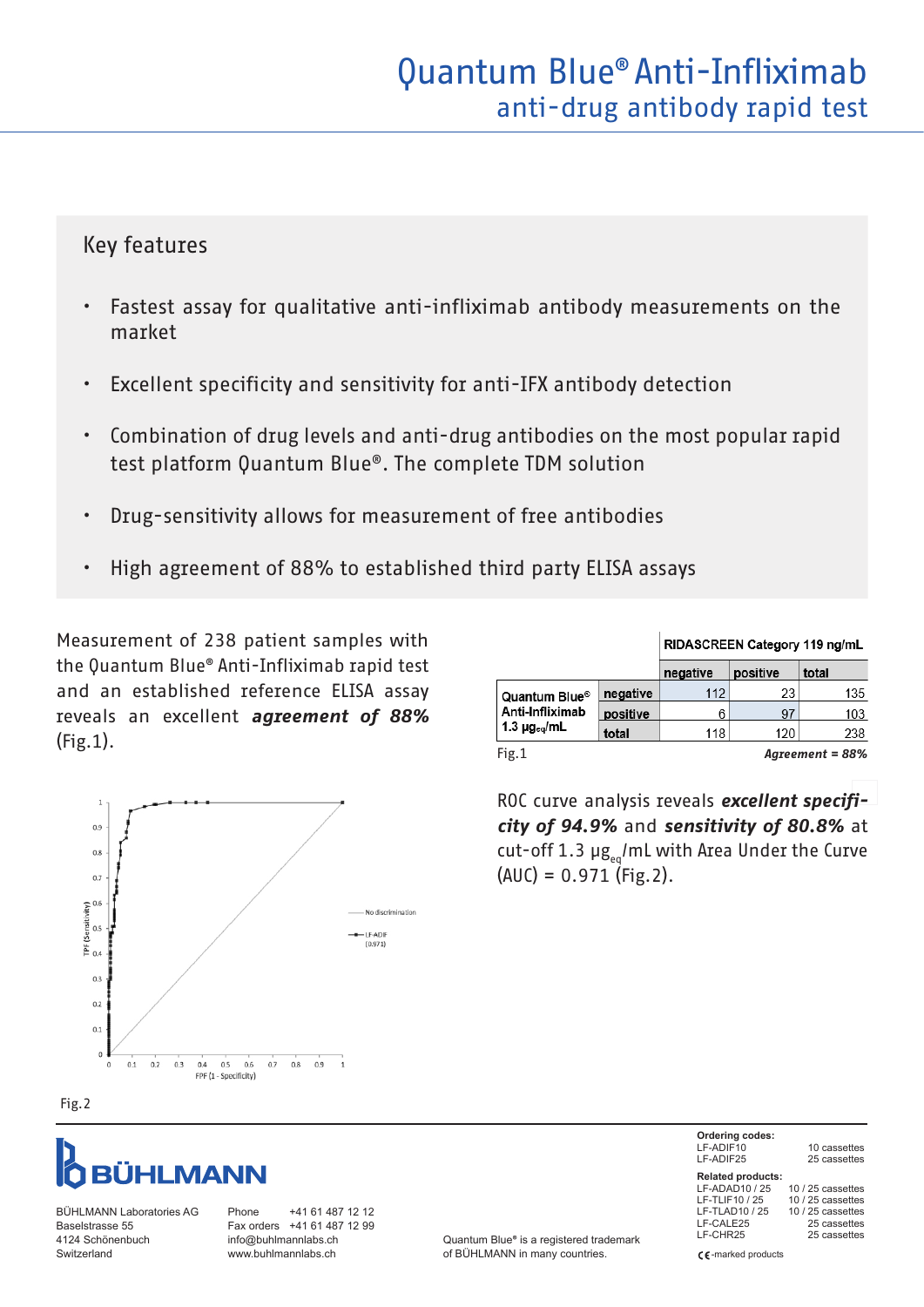# Quantum Blue® Anti-Infliximab
## anti-drug antibody rapid test

### Key features

- Fastest assay for qualitative anti-infliximab antibody measurements on the market
- Excellent specificity and sensitivity for anti-IFX antibody detection
- Combination of drug levels and anti-drug antibodies on the most popular rapid test platform Quantum Blue®. The complete TDM solution
- Drug-sensitivity allows for measurement of free antibodies
- High agreement of 88% to established third party ELISA assays

Measurement of 238 patient samples with the Quantum Blue® Anti-Infliximab rapid test and an established reference ELISA assay reveals an excellent ***agreement of 88%*** (Fig.1).

| | | RIDASCREEN Category 119 ng/mL | | |
|---|---|---|---|---|
| | | negative | positive | total |
| Quantum Blue® Anti-Infliximab 1.3 $\mu g_{eq}$/mL | negative | 112 | 23 | 135 |
| | positive | 6 | 97 | 103 |
| | total | 118 | 120 | 238 |

Fig.1 ***Agreement = 88%***

ROC curve analysis reveals ***excellent specificity of 94.9%*** and ***sensitivity of 80.8%*** at cut-off 1.3 $\mu g_{eq}$/mL with Area Under the Curve (AUC) = 0.971 (Fig.2).

TPF (Sensitivity)
0
0.1
0.2
0.3
0.4
0.5
0.6
0.7
0.8
0.9
1
0 0.1 0.2 0.3 0.4 0.5 0.6 0.7 0.8 0.9 1
FPF (1 - Specificity)
No discrimination
LF-ADIF (0.971)

Fig.2

BÜHLMANN

BÜHLMANN Laboratories AG
Baselstrasse 55
4124 Schönenbuch
Switzerland

Phone +41 61 487 12 12
Fax orders +41 61 487 12 99
info@buhlmannlabs.ch
www.buhlmannlabs.ch

Quantum Blue® is a registered trademark of BÜHLMANN in many countries.

**Ordering codes:**

| | |
|---|---|
| LF-ADIF10 | 10 cassettes |
| LF-ADIF25 | 25 cassettes |

**Related products:**

| | |
|---|---|
| LF-ADAD10 / 25 | 10 / 25 cassettes |
| LF-TLIF10 / 25 | 10 / 25 cassettes |
| LF-TLAD10 / 25 | 10 / 25 cassettes |
| LF-CALE25 | 25 cassettes |
| LF-CHR25 | 25 cassettes |

CE-marked products